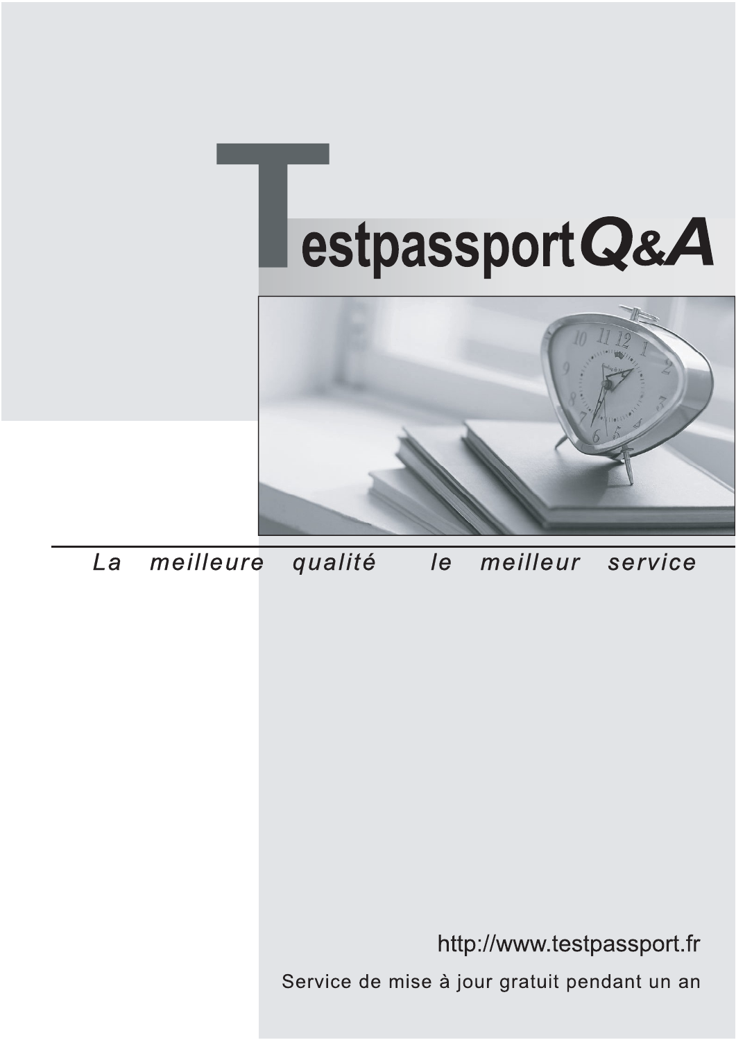# TestpassportQ&A

*La meilleure qualité le meilleur service*

http://www.testpassport.fr

Service de mise à jour gratuit pendant un an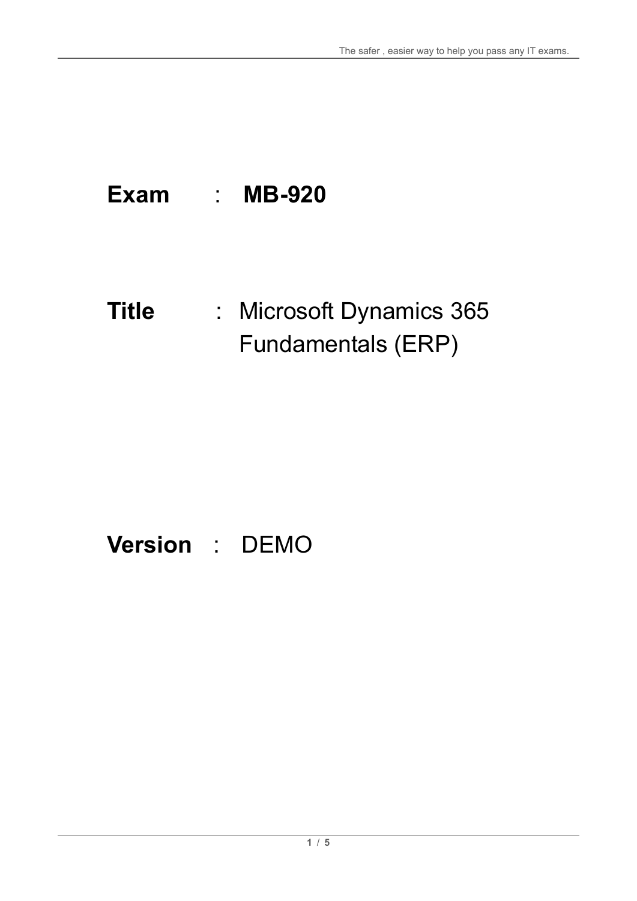**Exam** : **MB-920**

**Title** : Microsoft Dynamics 365 Fundamentals (ERP)

**Version** : DEMO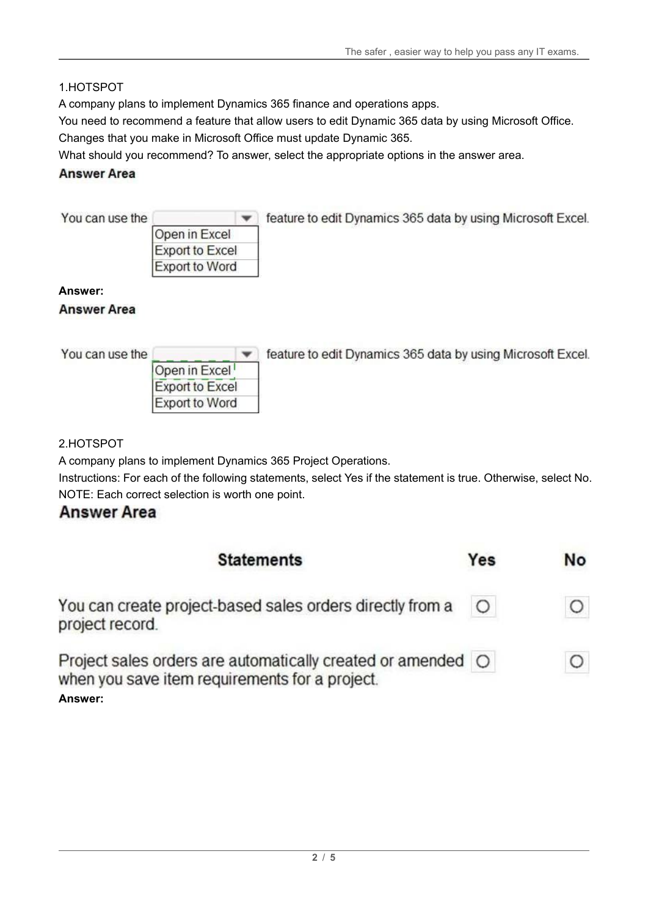1.HOTSPOT

A company plans to implement Dynamics 365 finance and operations apps.

You need to recommend a feature that allow users to edit Dynamic 365 data by using Microsoft Office.

Changes that you make in Microsoft Office must update Dynamic 365.

What should you recommend? To answer, select the appropriate options in the answer area.

**Answer Area**

You can use the [ ▼ ] feature to edit Dynamics 365 data by using Microsoft Excel.

- Open in Excel
- Export to Excel
- Export to Word

**Answer:**

**Answer Area**

You can use the [ ▼ ] feature to edit Dynamics 365 data by using Microsoft Excel.

- Open in Excel
- Export to Excel
- Export to Word

2.HOTSPOT

A company plans to implement Dynamics 365 Project Operations.

Instructions: For each of the following statements, select Yes if the statement is true. Otherwise, select No.

NOTE: Each correct selection is worth one point.

## Answer Area

| Statements | Yes | No |
| --- | --- | --- |
| You can create project-based sales orders directly from a project record. | ○ | ○ |
| Project sales orders are automatically created or amended when you save item requirements for a project. | ○ | ○ |

**Answer:**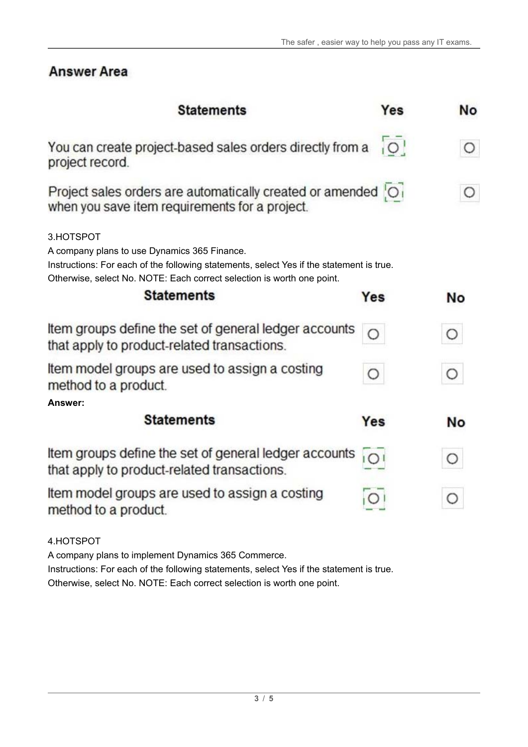## Answer Area

| Statements | Yes | No |
|---|---|---|
| You can create project-based sales orders directly from a project record. | [O] | O |
| Project sales orders are automatically created or amended when you save item requirements for a project. | [O] | O |

3.HOTSPOT

A company plans to use Dynamics 365 Finance.

Instructions: For each of the following statements, select Yes if the statement is true. Otherwise, select No. NOTE: Each correct selection is worth one point.

| Statements | Yes | No |
|---|---|---|
| Item groups define the set of general ledger accounts that apply to product-related transactions. | O | O |
| Item model groups are used to assign a costing method to a product. | O | O |

**Answer:**

| Statements | Yes | No |
|---|---|---|
| Item groups define the set of general ledger accounts that apply to product-related transactions. | [O] | O |
| Item model groups are used to assign a costing method to a product. | [O] | O |

4.HOTSPOT

A company plans to implement Dynamics 365 Commerce.

Instructions: For each of the following statements, select Yes if the statement is true. Otherwise, select No. NOTE: Each correct selection is worth one point.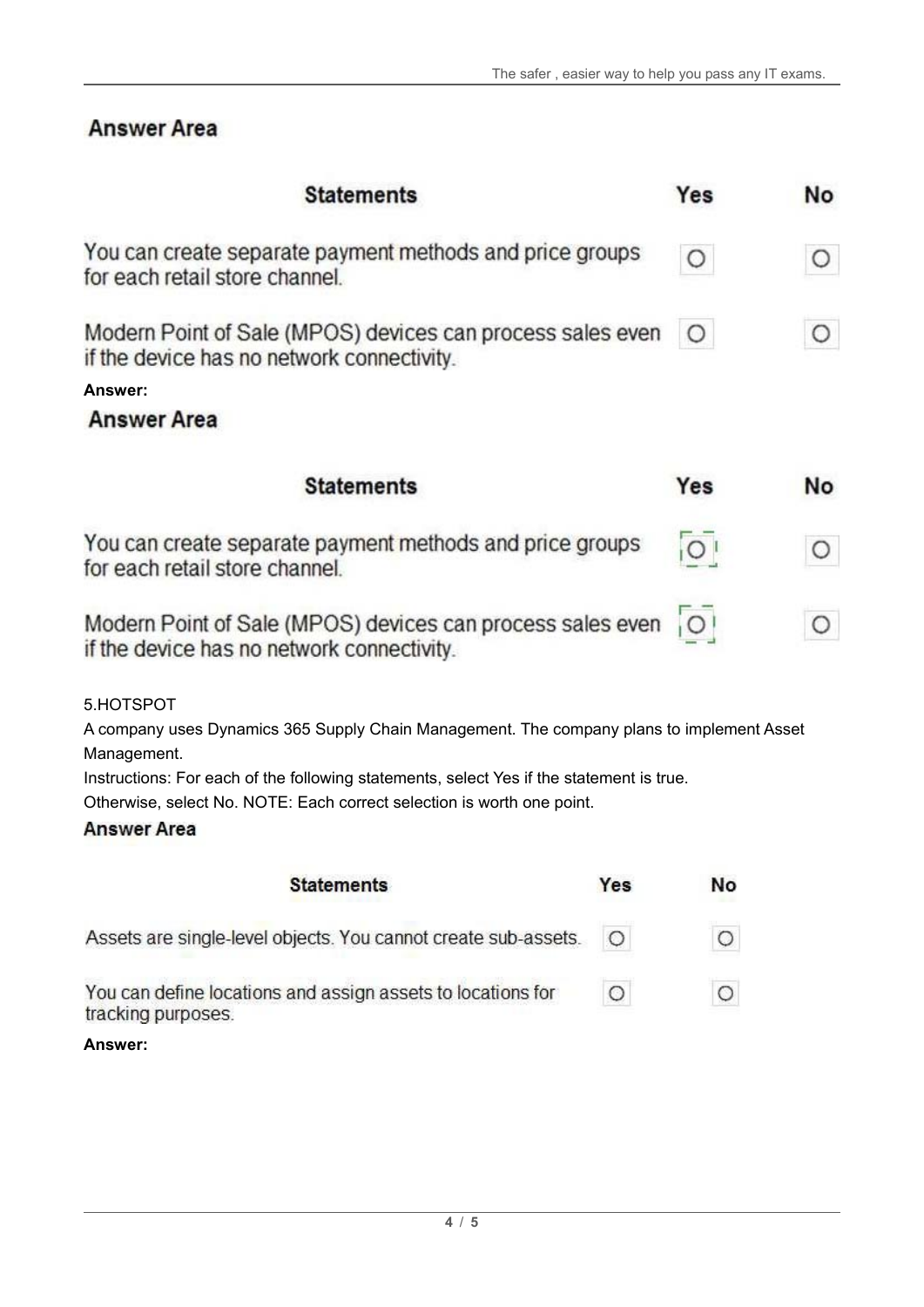**Answer Area**

| Statements | Yes | No |
| --- | --- | --- |
| You can create separate payment methods and price groups for each retail store channel. | ○ | ○ |
| Modern Point of Sale (MPOS) devices can process sales even if the device has no network connectivity. | ○ | ○ |

**Answer:**

**Answer Area**

| Statements | Yes | No |
| --- | --- | --- |
| You can create separate payment methods and price groups for each retail store channel. | [○] | ○ |
| Modern Point of Sale (MPOS) devices can process sales even if the device has no network connectivity. | [○] | ○ |

5.HOTSPOT

A company uses Dynamics 365 Supply Chain Management. The company plans to implement Asset Management.

Instructions: For each of the following statements, select Yes if the statement is true.

Otherwise, select No. NOTE: Each correct selection is worth one point.

**Answer Area**

| Statements | Yes | No |
| --- | --- | --- |
| Assets are single-level objects. You cannot create sub-assets. | ○ | ○ |
| You can define locations and assign assets to locations for tracking purposes. | ○ | ○ |

**Answer:**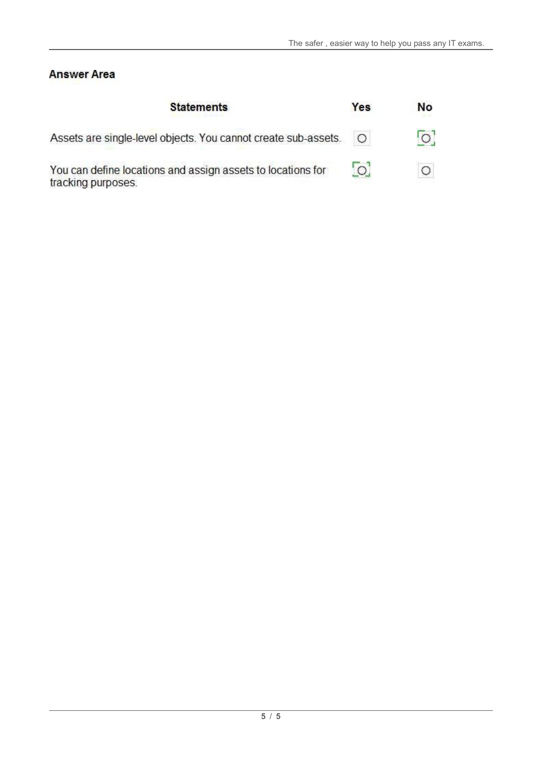**Answer Area**

| Statements | Yes | No |
|---|---|---|
| Assets are single-level objects. You cannot create sub-assets. | ○ | [○] |
| You can define locations and assign assets to locations for tracking purposes. | [○] | ○ |